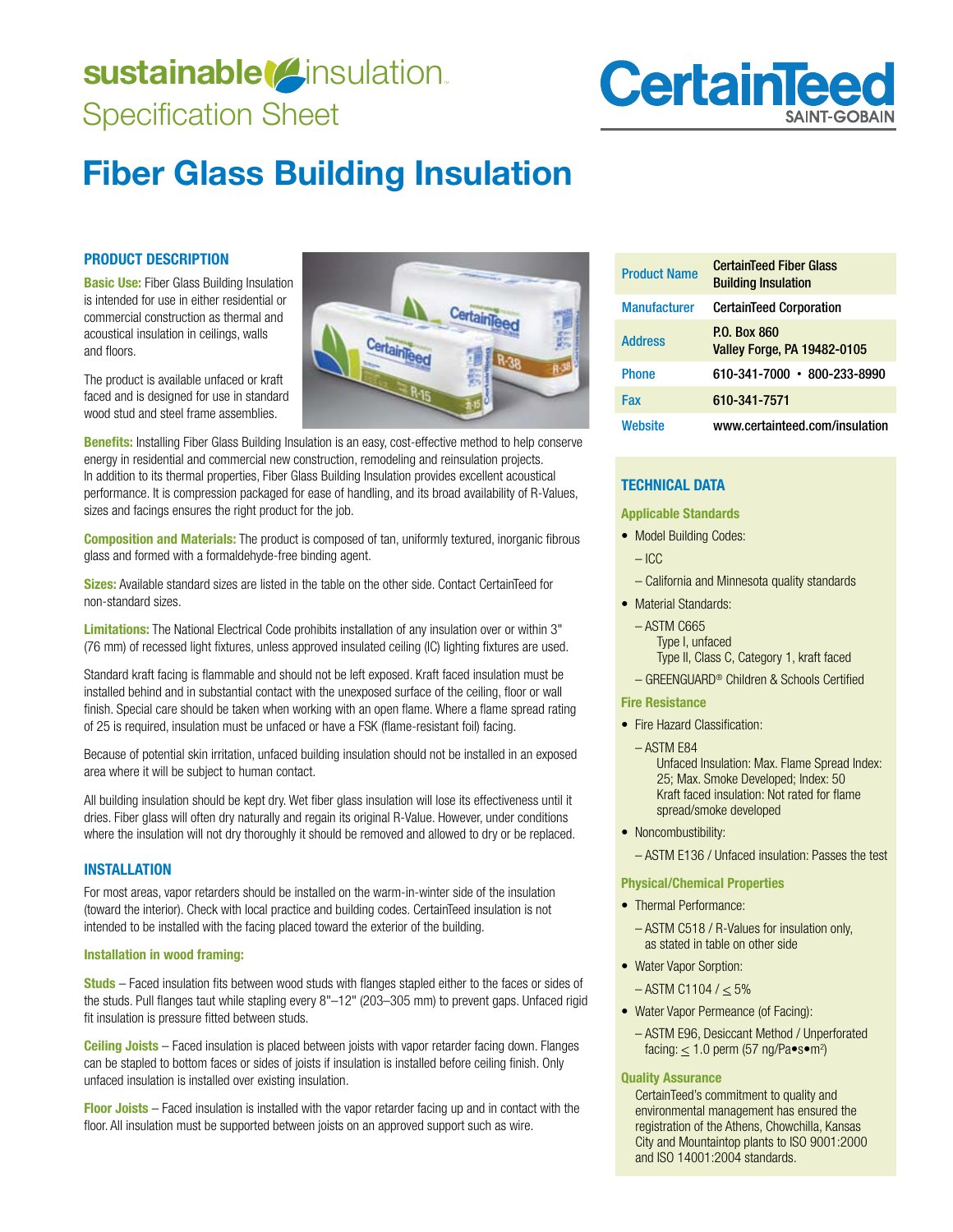sustainable insulation

Specification Sheet

CertainTeed

SAINT-GOBAIN

# Fiber Glass Building Insulation

## PRODUCT DESCRIPTION

**Basic Use:** Fiber Glass Building Insulation is intended for use in either residential or commercial construction as thermal and acoustical insulation in ceilings, walls and floors.

The product is available unfaced or kraft faced and is designed for use in standard wood stud and steel frame assemblies.

**Benefits:** Installing Fiber Glass Building Insulation is an easy, cost-effective method to help conserve energy in residential and commercial new construction, remodeling and reinsulation projects. In addition to its thermal properties, Fiber Glass Building Insulation provides excellent acoustical performance. It is compression packaged for ease of handling, and its broad availability of R-Values, sizes and facings ensures the right product for the job.

**Composition and Materials:** The product is composed of tan, uniformly textured, inorganic fibrous glass and formed with a formaldehyde-free binding agent.

**Sizes:** Available standard sizes are listed in the table on the other side. Contact CertainTeed for non-standard sizes.

**Limitations:** The National Electrical Code prohibits installation of any insulation over or within 3" (76 mm) of recessed light fixtures, unless approved insulated ceiling (IC) lighting fixtures are used.

Standard kraft facing is flammable and should not be left exposed. Kraft faced insulation must be installed behind and in substantial contact with the unexposed surface of the ceiling, floor or wall finish. Special care should be taken when working with an open flame. Where a flame spread rating of 25 is required, insulation must be unfaced or have a FSK (flame-resistant foil) facing.

Because of potential skin irritation, unfaced building insulation should not be installed in an exposed area where it will be subject to human contact.

All building insulation should be kept dry. Wet fiber glass insulation will lose its effectiveness until it dries. Fiber glass will often dry naturally and regain its original R-Value. However, under conditions where the insulation will not dry thoroughly it should be removed and allowed to dry or be replaced.

## INSTALLATION

For most areas, vapor retarders should be installed on the warm-in-winter side of the insulation (toward the interior). Check with local practice and building codes. CertainTeed insulation is not intended to be installed with the facing placed toward the exterior of the building.

### Installation in wood framing:

**Studs** – Faced insulation fits between wood studs with flanges stapled either to the faces or sides of the studs. Pull flanges taut while stapling every 8"–12" (203–305 mm) to prevent gaps. Unfaced rigid fit insulation is pressure fitted between studs.

**Ceiling Joists** – Faced insulation is placed between joists with vapor retarder facing down. Flanges can be stapled to bottom faces or sides of joists if insulation is installed before ceiling finish. Only unfaced insulation is installed over existing insulation.

**Floor Joists** – Faced insulation is installed with the vapor retarder facing up and in contact with the floor. All insulation must be supported between joists on an approved support such as wire.

| | |
|---|---|
| **Product Name** | CertainTeed Fiber Glass Building Insulation |
| **Manufacturer** | CertainTeed Corporation |
| **Address** | P.O. Box 860<br>Valley Forge, PA 19482-0105 |
| **Phone** | 610-341-7000 • 800-233-8990 |
| **Fax** | 610-341-7571 |
| **Website** | www.certainteed.com/insulation |

## TECHNICAL DATA

### Applicable Standards

- Model Building Codes:
  - – ICC
  - – California and Minnesota quality standards
- Material Standards:
  - – ASTM C665
    Type I, unfaced
    Type II, Class C, Category 1, kraft faced
  - – GREENGUARD® Children & Schools Certified

### Fire Resistance

- Fire Hazard Classification:
  - – ASTM E84
    Unfaced Insulation: Max. Flame Spread Index: 25; Max. Smoke Developed; Index: 50
    Kraft faced insulation: Not rated for flame spread/smoke developed
- Noncombustibility:
  - – ASTM E136 / Unfaced insulation: Passes the test

### Physical/Chemical Properties

- Thermal Performance:
  - – ASTM C518 / R-Values for insulation only, as stated in table on other side
- Water Vapor Sorption:
  - – ASTM C1104 / $\leq$ 5%
- Water Vapor Permeance (of Facing):
  - – ASTM E96, Desiccant Method / Unperforated facing: $\leq$ 1.0 perm (57 ng/Pa•s•m²)

### Quality Assurance

CertainTeed's commitment to quality and environmental management has ensured the registration of the Athens, Chowchilla, Kansas City and Mountaintop plants to ISO 9001:2000 and ISO 14001:2004 standards.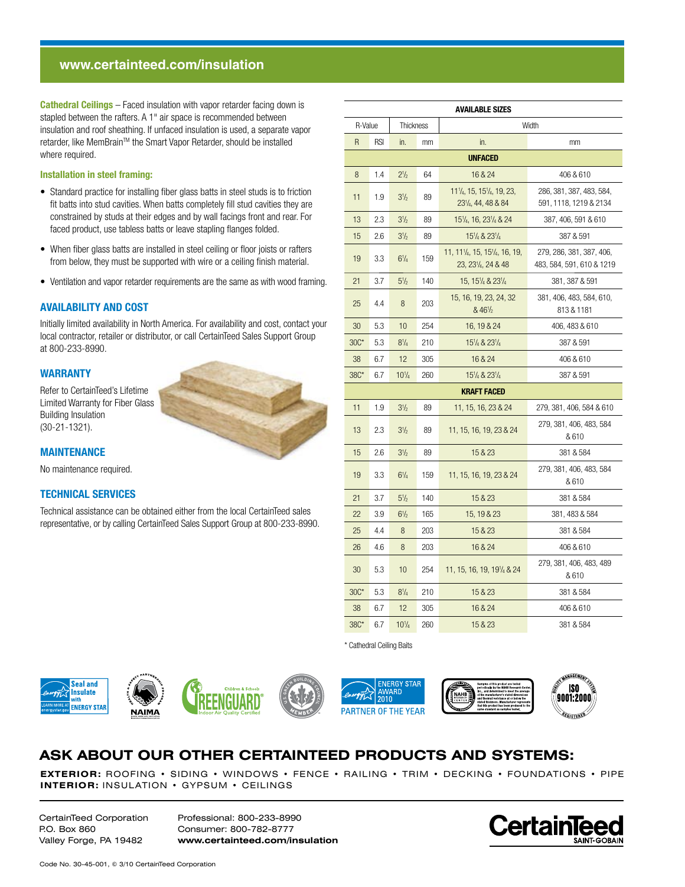## www.certainteed.com/insulation

**Cathedral Ceilings** – Faced insulation with vapor retarder facing down is stapled between the rafters. A 1" air space is recommended between insulation and roof sheathing. If unfaced insulation is used, a separate vapor retarder, like MemBrain™ the Smart Vapor Retarder, should be installed where required.

**Installation in steel framing:**

- Standard practice for installing fiber glass batts in steel studs is to friction fit batts into stud cavities. When batts completely fill stud cavities they are constrained by studs at their edges and by wall facings front and rear. For faced product, use tabless batts or leave stapling flanges folded.
- When fiber glass batts are installed in steel ceiling or floor joists or rafters from below, they must be supported with wire or a ceiling finish material.
- Ventilation and vapor retarder requirements are the same as with wood framing.

## AVAILABILITY AND COST

Initially limited availability in North America. For availability and cost, contact your local contractor, retailer or distributor, or call CertainTeed Sales Support Group at 800-233-8990.

## WARRANTY

Refer to CertainTeed's Lifetime Limited Warranty for Fiber Glass Building Insulation (30-21-1321).

## MAINTENANCE

No maintenance required.

## TECHNICAL SERVICES

Technical assistance can be obtained either from the local CertainTeed sales representative, or by calling CertainTeed Sales Support Group at 800-233-8990.

**AVAILABLE SIZES**

| R-Value | | Thickness | | Width | |
|---|---|---|---|---|---|
| R | RSI | in. | mm | in. | mm |
| **UNFACED** | | | | | |
| 8 | 1.4 | 2½ | 64 | 16 & 24 | 406 & 610 |
| 11 | 1.9 | 3½ | 89 | 11¼, 15, 15¼, 19, 23, 23¼, 44, 48 & 84 | 286, 381, 387, 483, 584, 591, 1118, 1219 & 2134 |
| 13 | 2.3 | 3½ | 89 | 15¼, 16, 23¼ & 24 | 387, 406, 591 & 610 |
| 15 | 2.6 | 3½ | 89 | 15¼ & 23¼ | 387 & 591 |
| 19 | 3.3 | 6¼ | 159 | 11, 11¼, 15, 15¼, 16, 19, 23, 23¼, 24 & 48 | 279, 286, 381, 387, 406, 483, 584, 591, 610 & 1219 |
| 21 | 3.7 | 5½ | 140 | 15, 15¼ & 23¼ | 381, 387 & 591 |
| 25 | 4.4 | 8 | 203 | 15, 16, 19, 23, 24, 32 & 46½ | 381, 406, 483, 584, 610, 813 & 1181 |
| 30 | 5.3 | 10 | 254 | 16, 19 & 24 | 406, 483 & 610 |
| 30C* | 5.3 | 8¼ | 210 | 15¼ & 23¼ | 387 & 591 |
| 38 | 6.7 | 12 | 305 | 16 & 24 | 406 & 610 |
| 38C* | 6.7 | 10¼ | 260 | 15¼ & 23¼ | 387 & 591 |
| **KRAFT FACED** | | | | | |
| 11 | 1.9 | 3½ | 89 | 11, 15, 16, 23 & 24 | 279, 381, 406, 584 & 610 |
| 13 | 2.3 | 3½ | 89 | 11, 15, 16, 19, 23 & 24 | 279, 381, 406, 483, 584 & 610 |
| 15 | 2.6 | 3½ | 89 | 15 & 23 | 381 & 584 |
| 19 | 3.3 | 6¼ | 159 | 11, 15, 16, 19, 23 & 24 | 279, 381, 406, 483, 584 & 610 |
| 21 | 3.7 | 5½ | 140 | 15 & 23 | 381 & 584 |
| 22 | 3.9 | 6½ | 165 | 15, 19 & 23 | 381, 483 & 584 |
| 25 | 4.4 | 8 | 203 | 15 & 23 | 381 & 584 |
| 26 | 4.6 | 8 | 203 | 16 & 24 | 406 & 610 |
| 30 | 5.3 | 10 | 254 | 11, 15, 16, 19, 19¼ & 24 | 279, 381, 406, 483, 489 & 610 |
| 30C* | 5.3 | 8¼ | 210 | 15 & 23 | 381 & 584 |
| 38 | 6.7 | 12 | 305 | 16 & 24 | 406 & 610 |
| 38C* | 6.7 | 10¼ | 260 | 15 & 23 | 381 & 584 |

\* Cathedral Ceiling Batts

## ASK ABOUT OUR OTHER CERTAINTEED PRODUCTS AND SYSTEMS:

**EXTERIOR:** ROOFING • SIDING • WINDOWS • FENCE • RAILING • TRIM • DECKING • FOUNDATIONS • PIPE
**INTERIOR:** INSULATION • GYPSUM • CEILINGS

CertainTeed Corporation
P.O. Box 860
Valley Forge, PA 19482

Professional: 800-233-8990
Consumer: 800-782-8777
**www.certainteed.com/insulation**

Code No. 30-45-001, © 3/10 CertainTeed Corporation